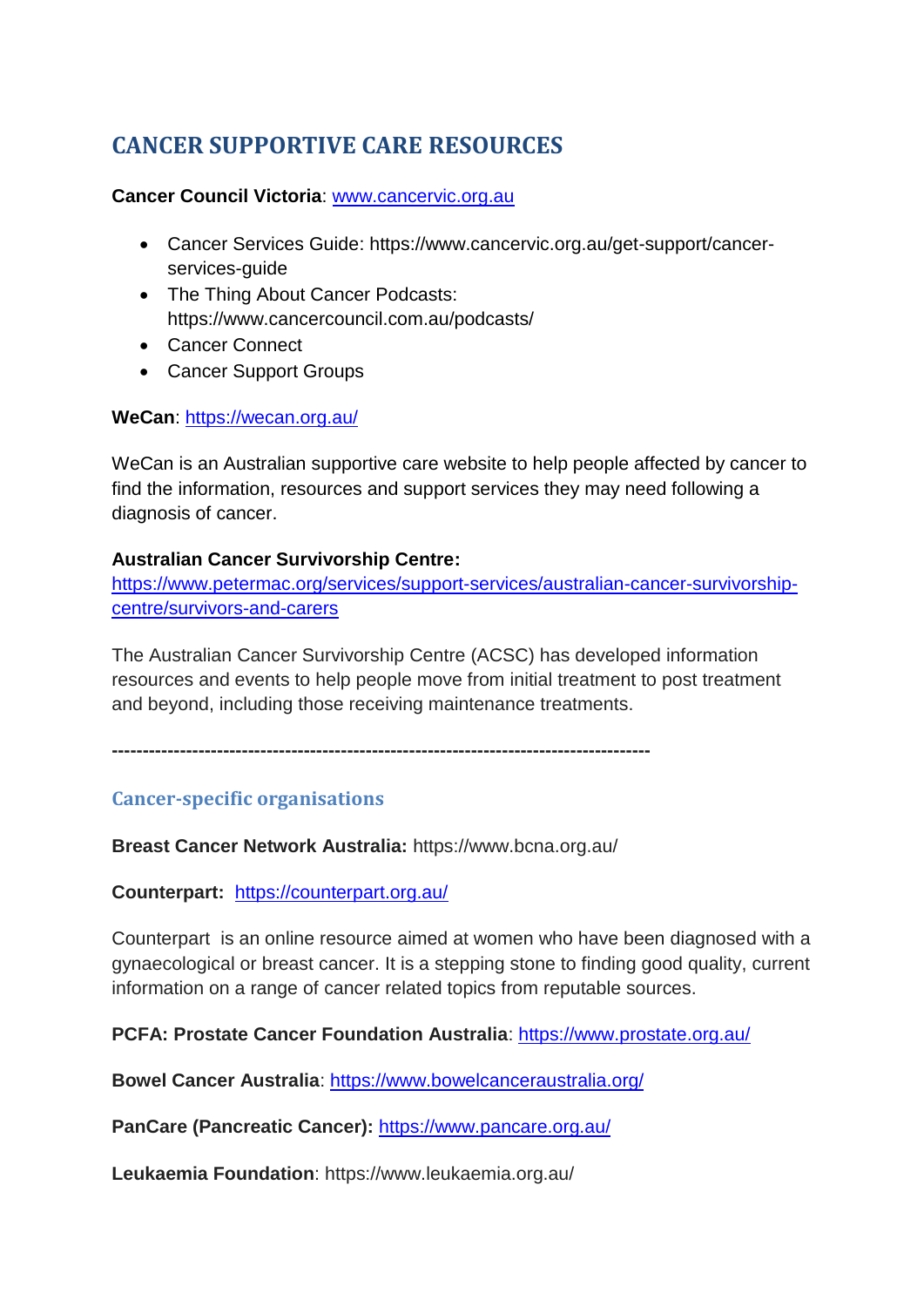# CANCER SUPPORTIVE CARE RESOURCES

**Cancer Council Victoria**: [www.cancervic.org.au](www.cancervic.org.au)

- Cancer Services Guide: https://www.cancervic.org.au/get-support/cancer-services-guide
- The Thing About Cancer Podcasts: https://www.cancercouncil.com.au/podcasts/
- Cancer Connect
- Cancer Support Groups

**WeCan**: [https://wecan.org.au/](https://wecan.org.au/)

WeCan is an Australian supportive care website to help people affected by cancer to find the information, resources and support services they may need following a diagnosis of cancer.

**Australian Cancer Survivorship Centre:**
[https://www.petermac.org/services/support-services/australian-cancer-survivorship-centre/survivors-and-carers](https://www.petermac.org/services/support-services/australian-cancer-survivorship-centre/survivors-and-carers)

The Australian Cancer Survivorship Centre (ACSC) has developed information resources and events to help people move from initial treatment to post treatment and beyond, including those receiving maintenance treatments.

**-----------------------------------------------------------------------------------**

## Cancer-specific organisations

**Breast Cancer Network Australia:** https://www.bcna.org.au/

**Counterpart:** [https://counterpart.org.au/](https://counterpart.org.au/)

Counterpart is an online resource aimed at women who have been diagnosed with a gynaecological or breast cancer. It is a stepping stone to finding good quality, current information on a range of cancer related topics from reputable sources.

**PCFA: Prostate Cancer Foundation Australia**: [https://www.prostate.org.au/](https://www.prostate.org.au/)

**Bowel Cancer Australia**: [https://www.bowelcanceraustralia.org/](https://www.bowelcanceraustralia.org/)

**PanCare (Pancreatic Cancer):** [https://www.pancare.org.au/](https://www.pancare.org.au/)

**Leukaemia Foundation**: https://www.leukaemia.org.au/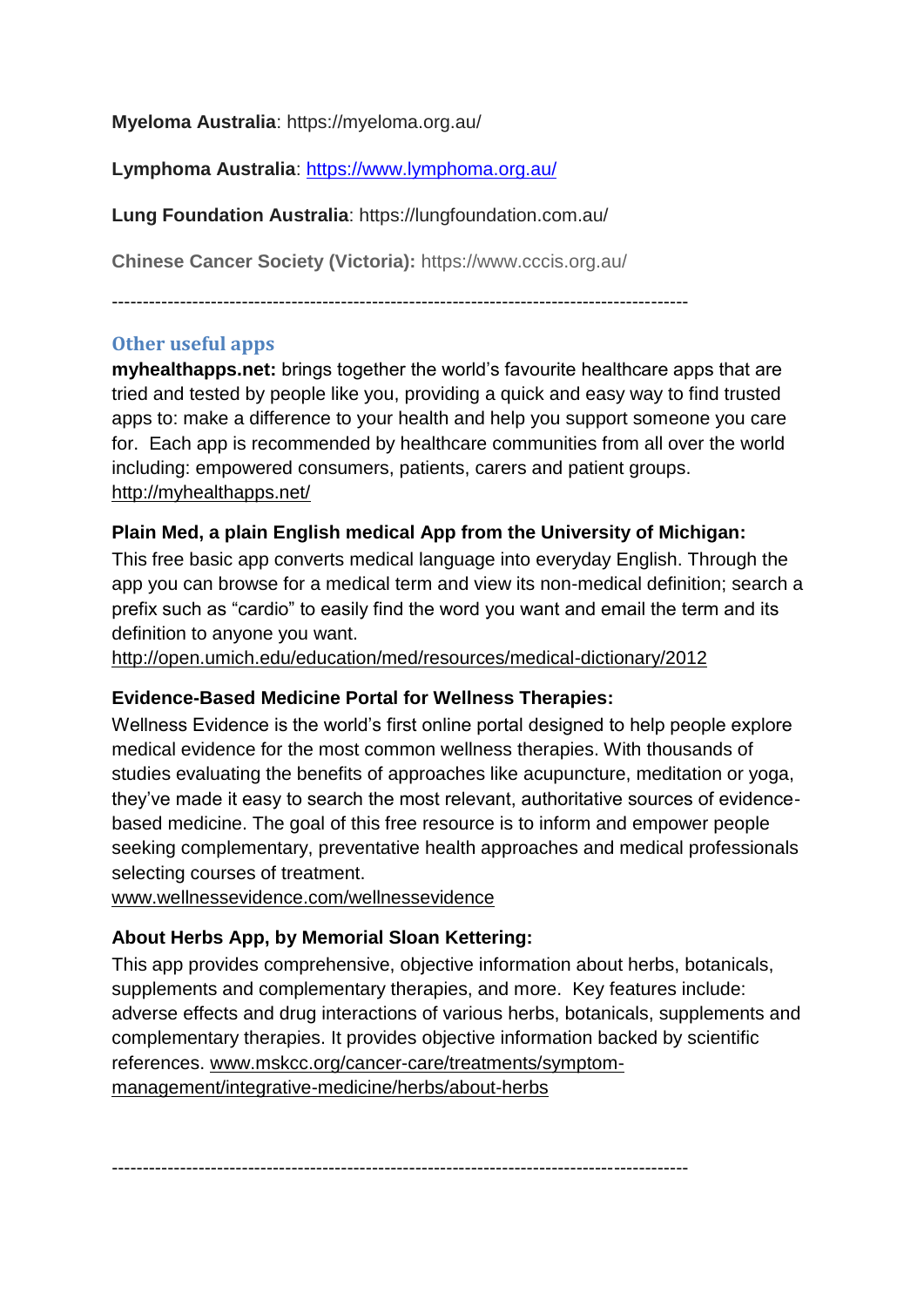**Myeloma Australia**: https://myeloma.org.au/

**Lymphoma Australia**: https://www.lymphoma.org.au/

**Lung Foundation Australia**: https://lungfoundation.com.au/

**Chinese Cancer Society (Victoria):** https://www.cccis.org.au/

---

## Other useful apps

**myhealthapps.net:** brings together the world's favourite healthcare apps that are tried and tested by people like you, providing a quick and easy way to find trusted apps to: make a difference to your health and help you support someone you care for. Each app is recommended by healthcare communities from all over the world including: empowered consumers, patients, carers and patient groups.
http://myhealthapps.net/

**Plain Med, a plain English medical App from the University of Michigan:**
This free basic app converts medical language into everyday English. Through the app you can browse for a medical term and view its non-medical definition; search a prefix such as "cardio" to easily find the word you want and email the term and its definition to anyone you want.
http://open.umich.edu/education/med/resources/medical-dictionary/2012

**Evidence-Based Medicine Portal for Wellness Therapies:**
Wellness Evidence is the world's first online portal designed to help people explore medical evidence for the most common wellness therapies. With thousands of studies evaluating the benefits of approaches like acupuncture, meditation or yoga, they've made it easy to search the most relevant, authoritative sources of evidence-based medicine. The goal of this free resource is to inform and empower people seeking complementary, preventative health approaches and medical professionals selecting courses of treatment.
www.wellnessevidence.com/wellnessevidence

**About Herbs App, by Memorial Sloan Kettering:**
This app provides comprehensive, objective information about herbs, botanicals, supplements and complementary therapies, and more. Key features include: adverse effects and drug interactions of various herbs, botanicals, supplements and complementary therapies. It provides objective information backed by scientific references. www.mskcc.org/cancer-care/treatments/symptom-management/integrative-medicine/herbs/about-herbs

---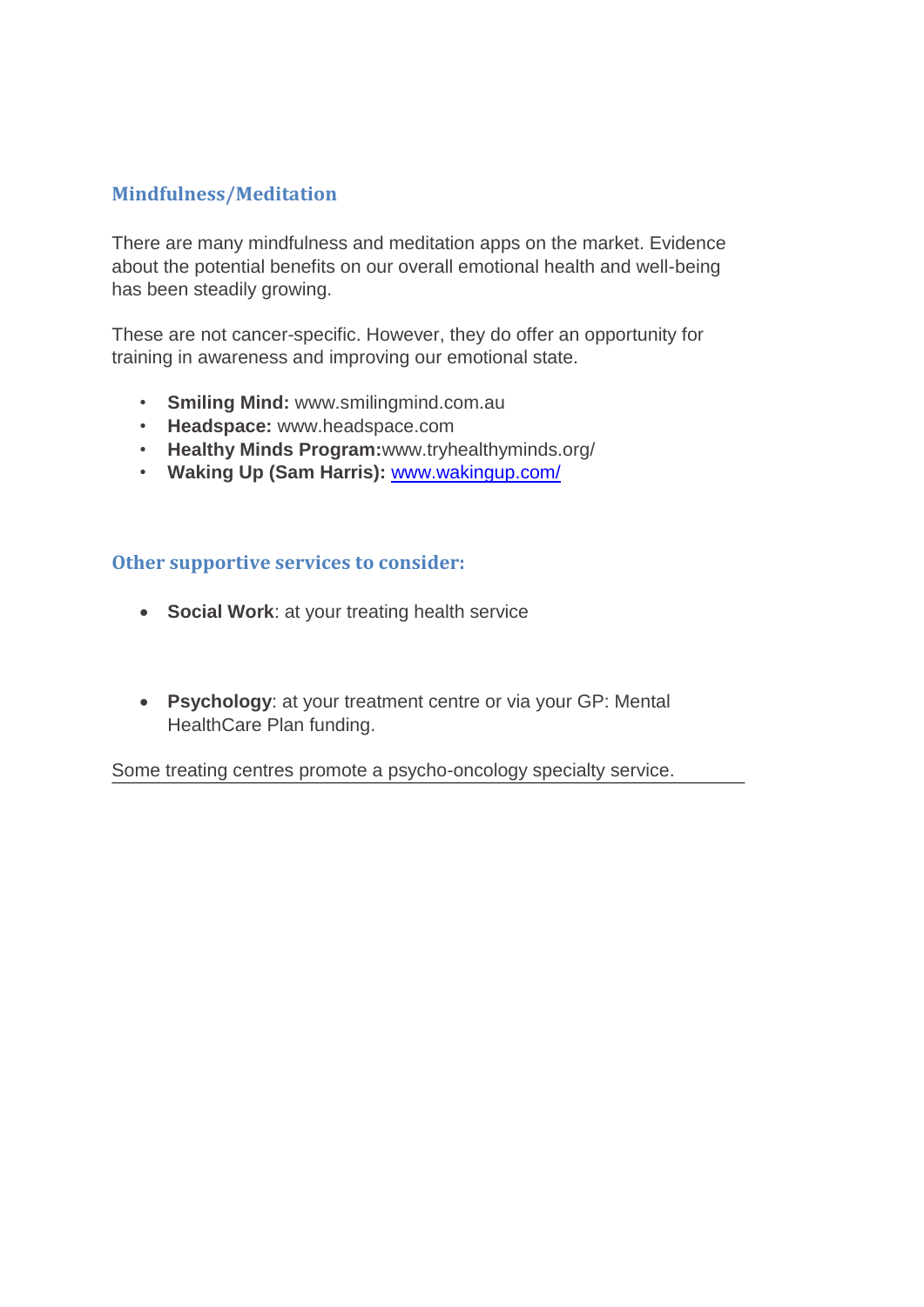## Mindfulness/Meditation

There are many mindfulness and meditation apps on the market. Evidence about the potential benefits on our overall emotional health and well-being has been steadily growing.

These are not cancer-specific. However, they do offer an opportunity for training in awareness and improving our emotional state.

- **Smiling Mind:** www.smilingmind.com.au
- **Headspace:** www.headspace.com
- **Healthy Minds Program:**www.tryhealthyminds.org/
- **Waking Up (Sam Harris):** [www.wakingup.com/](http://www.wakingup.com/)

## Other supportive services to consider:

- **Social Work**: at your treating health service

- **Psychology**: at your treatment centre or via your GP: Mental HealthCare Plan funding.

Some treating centres promote a psycho-oncology specialty service.